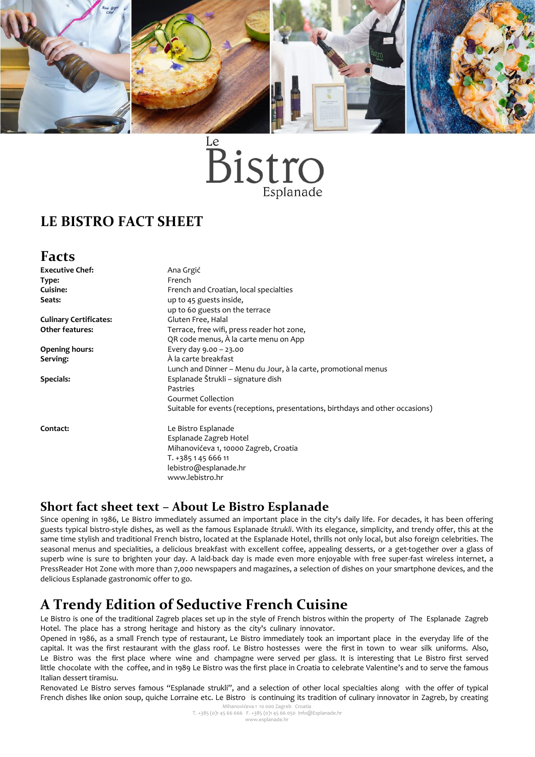Le Bistro Esplanade

# LE BISTRO FACT SHEET

## Facts

| | |
|---|---|
| **Executive Chef:** | Ana Grgić |
| **Type:** | French |
| **Cuisine:** | French and Croatian, local specialties |
| **Seats:** | up to 45 guests inside, up to 60 guests on the terrace |
| **Culinary Certificates:** | Gluten Free, Halal |
| **Other features:** | Terrace, free wifi, press reader hot zone, QR code menus, À la carte menu on App |
| **Opening hours:** | Every day 9.00 – 23.00 |
| **Serving:** | À la carte breakfast<br>Lunch and Dinner – Menu du Jour, à la carte, promotional menus |
| **Specials:** | Esplanade Štrukli – signature dish<br>Pastries<br>Gourmet Collection<br>Suitable for events (receptions, presentations, birthdays and other occasions) |
| **Contact:** | Le Bistro Esplanade<br>Esplanade Zagreb Hotel<br>Mihanovićeva 1, 10000 Zagreb, Croatia<br>T. +385 1 45 666 11<br>lebistro@esplanade.hr<br>www.lebistro.hr |

## Short fact sheet text – About Le Bistro Esplanade

Since opening in 1986, Le Bistro immediately assumed an important place in the city's daily life. For decades, it has been offering guests typical bistro-style dishes, as well as the famous Esplanade *štrukli*. With its elegance, simplicity, and trendy offer, this at the same time stylish and traditional French bistro, located at the Esplanade Hotel, thrills not only local, but also foreign celebrities. The seasonal menus and specialities, a delicious breakfast with excellent coffee, appealing desserts, or a get-together over a glass of superb wine is sure to brighten your day. A laid-back day is made even more enjoyable with free super-fast wireless internet, a PressReader Hot Zone with more than 7,000 newspapers and magazines, a selection of dishes on your smartphone devices, and the delicious Esplanade gastronomic offer to go.

## A Trendy Edition of Seductive French Cuisine

Le Bistro is one of the traditional Zagreb places set up in the style of French bistros within the property of The Esplanade Zagreb Hotel. The place has a strong heritage and history as the city's culinary innovator.

Opened in 1986, as a small French type of restaurant, Le Bistro immediately took an important place in the everyday life of the capital. It was the first restaurant with the glass roof. Le Bistro hostesses were the first in town to wear silk uniforms. Also, Le Bistro was the first place where wine and champagne were served per glass. It is interesting that Le Bistro first served little chocolate with the coffee, and in 1989 Le Bistro was the first place in Croatia to celebrate Valentine's and to serve the famous Italian dessert tiramisu.

Renovated Le Bistro serves famous "Esplanade strukli", and a selection of other local specialties along with the offer of typical French dishes like onion soup, quiche Lorraine etc. Le Bistro is continuing its tradition of culinary innovator in Zagreb, by creating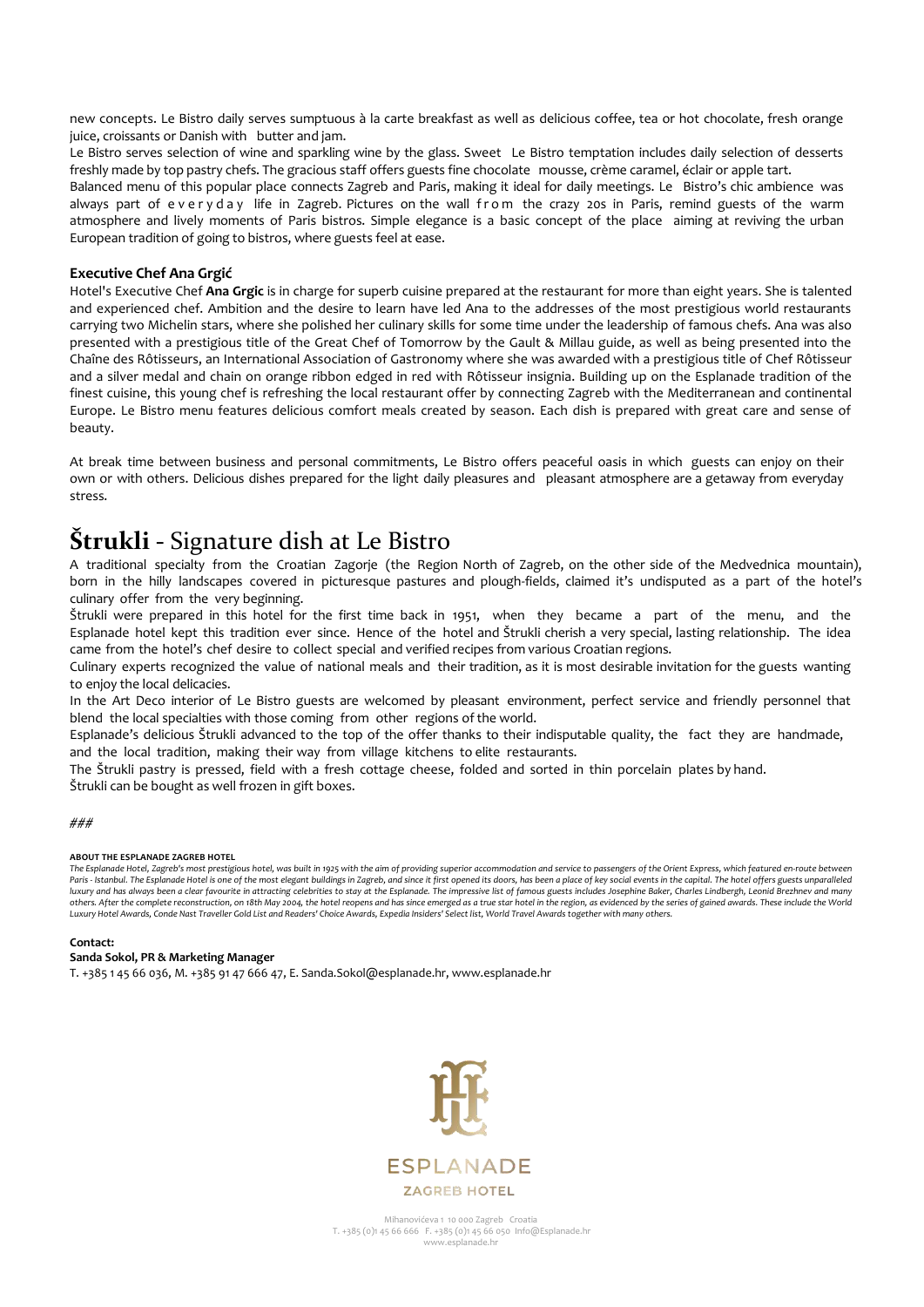new concepts. Le Bistro daily serves sumptuous à la carte breakfast as well as delicious coffee, tea or hot chocolate, fresh orange juice, croissants or Danish with butter and jam.

Le Bistro serves selection of wine and sparkling wine by the glass. Sweet Le Bistro temptation includes daily selection of desserts freshly made by top pastry chefs. The gracious staff offers guests fine chocolate mousse, crème caramel, éclair or apple tart.

Balanced menu of this popular place connects Zagreb and Paris, making it ideal for daily meetings. Le Bistro's chic ambience was always part of everyday life in Zagreb. Pictures on the wall from the crazy 20s in Paris, remind guests of the warm atmosphere and lively moments of Paris bistros. Simple elegance is a basic concept of the place aiming at reviving the urban European tradition of going to bistros, where guests feel at ease.

**Executive Chef Ana Grgić**

Hotel's Executive Chef **Ana Grgic** is in charge for superb cuisine prepared at the restaurant for more than eight years. She is talented and experienced chef. Ambition and the desire to learn have led Ana to the addresses of the most prestigious world restaurants carrying two Michelin stars, where she polished her culinary skills for some time under the leadership of famous chefs. Ana was also presented with a prestigious title of the Great Chef of Tomorrow by the Gault & Millau guide, as well as being presented into the Chaîne des Rôtisseurs, an International Association of Gastronomy where she was awarded with a prestigious title of Chef Rôtisseur and a silver medal and chain on orange ribbon edged in red with Rôtisseur insignia. Building up on the Esplanade tradition of the finest cuisine, this young chef is refreshing the local restaurant offer by connecting Zagreb with the Mediterranean and continental Europe. Le Bistro menu features delicious comfort meals created by season. Each dish is prepared with great care and sense of beauty.

At break time between business and personal commitments, Le Bistro offers peaceful oasis in which guests can enjoy on their own or with others. Delicious dishes prepared for the light daily pleasures and pleasant atmosphere are a getaway from everyday stress.

# **Štrukli** - Signature dish at Le Bistro

A traditional specialty from the Croatian Zagorje (the Region North of Zagreb, on the other side of the Medvednica mountain), born in the hilly landscapes covered in picturesque pastures and plough-fields, claimed it's undisputed as a part of the hotel's culinary offer from the very beginning.

Štrukli were prepared in this hotel for the first time back in 1951, when they became a part of the menu, and the Esplanade hotel kept this tradition ever since. Hence of the hotel and Štrukli cherish a very special, lasting relationship. The idea came from the hotel's chef desire to collect special and verified recipes from various Croatian regions.

Culinary experts recognized the value of national meals and their tradition, as it is most desirable invitation for the guests wanting to enjoy the local delicacies.

In the Art Deco interior of Le Bistro guests are welcomed by pleasant environment, perfect service and friendly personnel that blend the local specialties with those coming from other regions of the world.

Esplanade's delicious Štrukli advanced to the top of the offer thanks to their indisputable quality, the fact they are handmade, and the local tradition, making their way from village kitchens to elite restaurants.

The Štrukli pastry is pressed, field with a fresh cottage cheese, folded and sorted in thin porcelain plates by hand.

Štrukli can be bought as well frozen in gift boxes.

*###*

**ABOUT THE ESPLANADE ZAGREB HOTEL**

*The Esplanade Hotel, Zagreb's most prestigious hotel, was built in 1925 with the aim of providing superior accommodation and service to passengers of the Orient Express, which featured en-route between Paris - Istanbul. The Esplanade Hotel is one of the most elegant buildings in Zagreb, and since it first opened its doors, has been a place of key social events in the capital. The hotel offers guests unparalleled luxury and has always been a clear favourite in attracting celebrities to stay at the Esplanade. The impressive list of famous guests includes Josephine Baker, Charles Lindbergh, Leonid Brezhnev and many others. After the complete reconstruction, on 18th May 2004, the hotel reopens and has since emerged as a true star hotel in the region, as evidenced by the series of gained awards. These include the World Luxury Hotel Awards, Conde Nast Traveller Gold List and Readers' Choice Awards, Expedia Insiders' Select list, World Travel Awards together with many others.*

**Contact:**

**Sanda Sokol, PR & Marketing Manager**

T. +385 1 45 66 036, M. +385 91 47 666 47, E. Sanda.Sokol@esplanade.hr, www.esplanade.hr

ESPLANADE
ZAGREB HOTEL

Mihanovićeva 1 10 000 Zagreb Croatia
T. +385 (0)1 45 66 666 F. +385 (0)1 45 66 050 Info@Esplanade.hr
www.esplanade.hr